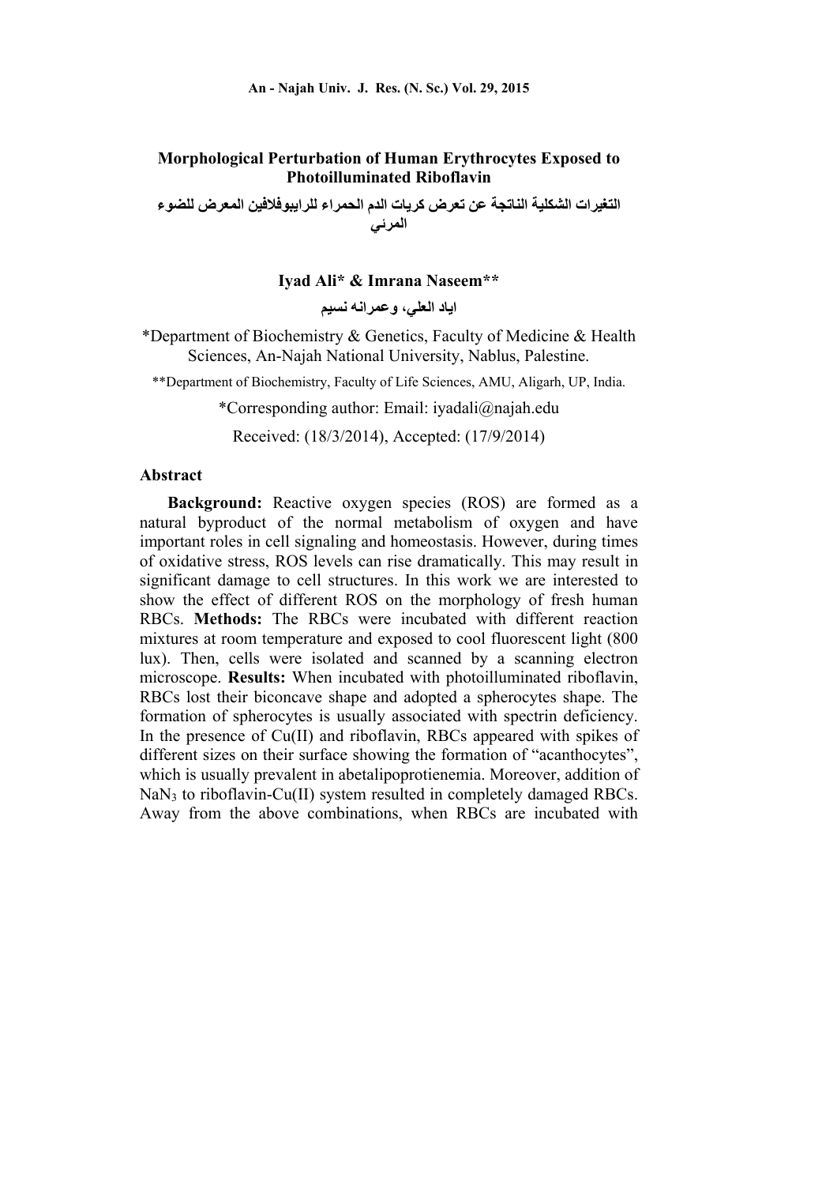# Morphological Perturbation of Human Erythrocytes Exposed to Photoilluminated Riboflavin

## التغيرات الشكلية الناتجة عن تعرض كريات الدم الحمراء للرايبوفلافين المعرض للضوء المرئي

**Iyad Ali\* & Imrana Naseem\*\***

**اياد العلي، وعمرانه نسيم**

\*Department of Biochemistry & Genetics, Faculty of Medicine & Health Sciences, An-Najah National University, Nablus, Palestine.

\*\*Department of Biochemistry, Faculty of Life Sciences, AMU, Aligarh, UP, India.

\*Corresponding author: Email: iyadali@najah.edu

Received: (18/3/2014), Accepted: (17/9/2014)

### Abstract

**Background:** Reactive oxygen species (ROS) are formed as a natural byproduct of the normal metabolism of oxygen and have important roles in cell signaling and homeostasis. However, during times of oxidative stress, ROS levels can rise dramatically. This may result in significant damage to cell structures. In this work we are interested to show the effect of different ROS on the morphology of fresh human RBCs. **Methods:** The RBCs were incubated with different reaction mixtures at room temperature and exposed to cool fluorescent light (800 lux). Then, cells were isolated and scanned by a scanning electron microscope. **Results:** When incubated with photoilluminated riboflavin, RBCs lost their biconcave shape and adopted a spherocytes shape. The formation of spherocytes is usually associated with spectrin deficiency. In the presence of Cu(II) and riboflavin, RBCs appeared with spikes of different sizes on their surface showing the formation of "acanthocytes", which is usually prevalent in abetalipoprotienemia. Moreover, addition of $NaN_3$ to riboflavin-Cu(II) system resulted in completely damaged RBCs. Away from the above combinations, when RBCs are incubated with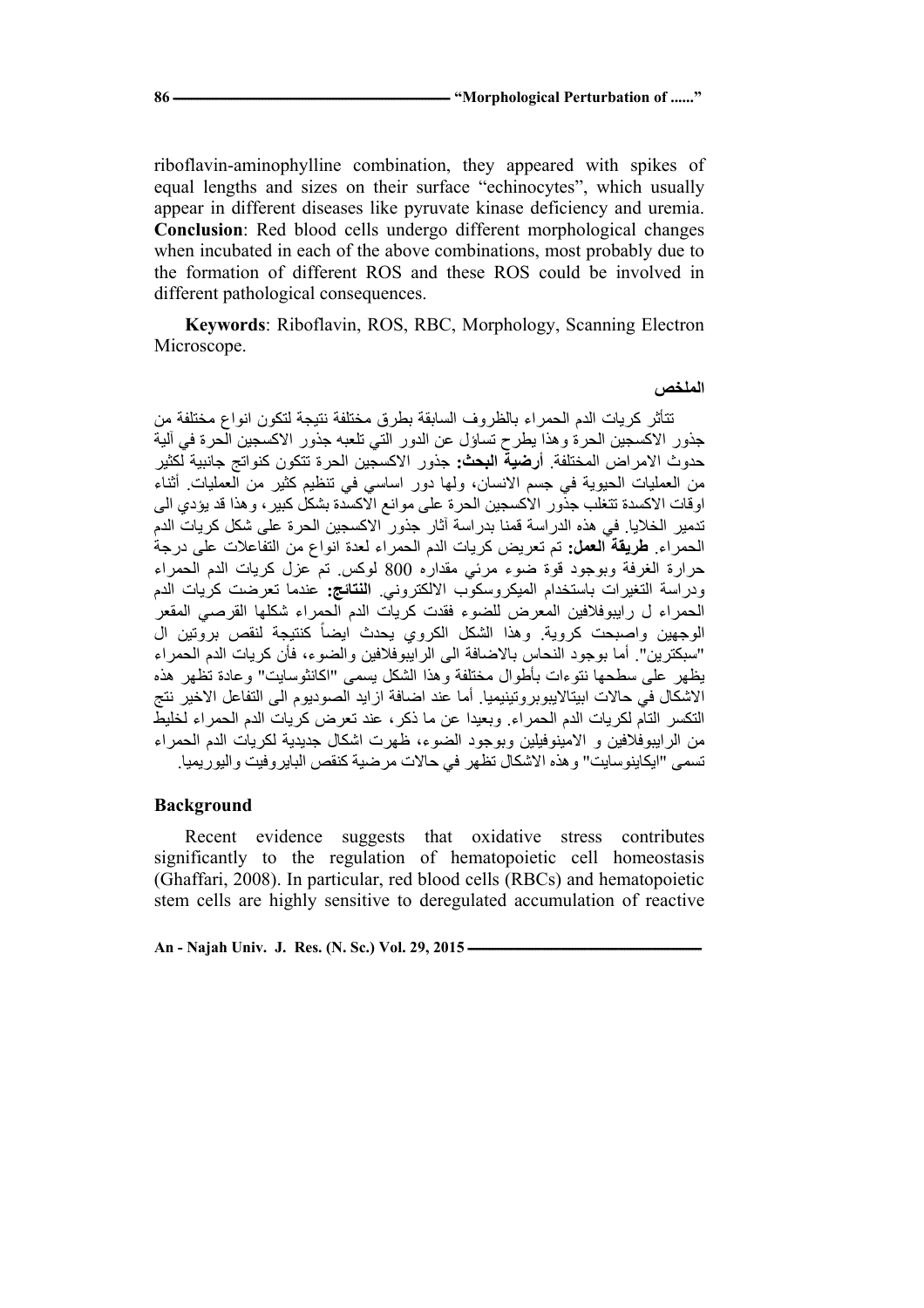riboflavin-aminophylline combination, they appeared with spikes of equal lengths and sizes on their surface "echinocytes", which usually appear in different diseases like pyruvate kinase deficiency and uremia. **Conclusion**: Red blood cells undergo different morphological changes when incubated in each of the above combinations, most probably due to the formation of different ROS and these ROS could be involved in different pathological consequences.

**Keywords**: Riboflavin, ROS, RBC, Morphology, Scanning Electron Microscope.

**الملخص**

تتأثر كريات الدم الحمراء بالظروف السابقة بطرق مختلفة نتيجة لتكون انواع مختلفة من جذور الاكسجين الحرة وهذا يطرح تساؤل عن الدور التي تلعبه جذور الاكسجين الحرة في آلية حدوث الامراض المختلفة. **أرضية البحث:** جذور الاكسجين الحرة تتكون كنواتج جانبية لكثير من العمليات الحيوية في جسم الانسان، ولها دور اساسي في تنظيم كثير من العمليات. أثناء اوقات الاكسدة تتغلب جذور الاكسجين الحرة على موانع الاكسدة بشكل كبير، وهذا قد يؤدي الى تدمير الخلايا. في هذه الدراسة قمنا بدراسة آثار جذور الاكسجين الحرة على شكل كريات الدم الحمراء. **طريقة العمل:** تم تعريض كريات الدم الحمراء لعدة انواع من التفاعلات على درجة حرارة الغرفة وبوجود قوة ضوء مرئي مقداره 800 لوكس. تم عزل كريات الدم الحمراء ودراسة التغيرات باستخدام الميكروسكوب الالكتروني. **النتائج:** عندما تعرضت كريات الدم الحمراء ل رايبوفلافين المعرض للضوء فقدت كريات الدم الحمراء شكلها القرصي المقعر الوجهين واصبحت كروية. وهذا الشكل الكروي يحدث ايضاً كنتيجة لنقص بروتين ال "سبكترين". أما بوجود النحاس بالاضافة الى الرايبوفلافين والضوء، فأن كريات الدم الحمراء يظهر على سطحها نتوءات بأطوال مختلفة وهذا الشكل يسمى "اكانثوسايت" وعادة تظهر هذه الاشكال في حالات ابيتالايبوبروتينيميا. أما عند اضافة ازايد الصوديوم الى التفاعل الاخير نتج التكسر التام لكريات الدم الحمراء. وبعيدا عن ما ذكر، عند تعرض كريات الدم الحمراء لخليط من الرايبوفلافين و الامينوفيلين وبوجود الضوء، ظهرت اشكال جديدة لكريات الدم الحمراء تسمى "ايكاينوسايت" وهذه الاشكال تظهر في حالات مرضية كنقص البايروفيت واليوريميا.

## Background

Recent evidence suggests that oxidative stress contributes significantly to the regulation of hematopoietic cell homeostasis (Ghaffari, 2008). In particular, red blood cells (RBCs) and hematopoietic stem cells are highly sensitive to deregulated accumulation of reactive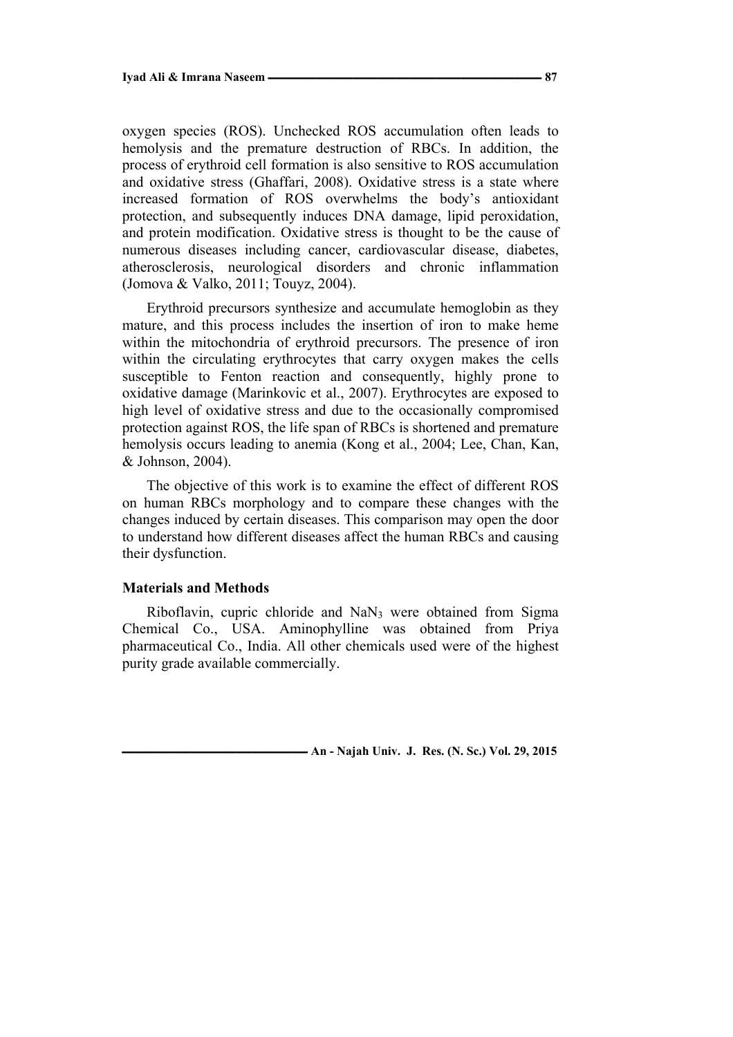oxygen species (ROS). Unchecked ROS accumulation often leads to hemolysis and the premature destruction of RBCs. In addition, the process of erythroid cell formation is also sensitive to ROS accumulation and oxidative stress (Ghaffari, 2008). Oxidative stress is a state where increased formation of ROS overwhelms the body's antioxidant protection, and subsequently induces DNA damage, lipid peroxidation, and protein modification. Oxidative stress is thought to be the cause of numerous diseases including cancer, cardiovascular disease, diabetes, atherosclerosis, neurological disorders and chronic inflammation (Jomova & Valko, 2011; Touyz, 2004).

Erythroid precursors synthesize and accumulate hemoglobin as they mature, and this process includes the insertion of iron to make heme within the mitochondria of erythroid precursors. The presence of iron within the circulating erythrocytes that carry oxygen makes the cells susceptible to Fenton reaction and consequently, highly prone to oxidative damage (Marinkovic et al., 2007). Erythrocytes are exposed to high level of oxidative stress and due to the occasionally compromised protection against ROS, the life span of RBCs is shortened and premature hemolysis occurs leading to anemia (Kong et al., 2004; Lee, Chan, Kan, & Johnson, 2004).

The objective of this work is to examine the effect of different ROS on human RBCs morphology and to compare these changes with the changes induced by certain diseases. This comparison may open the door to understand how different diseases affect the human RBCs and causing their dysfunction.

## Materials and Methods

Riboflavin, cupric chloride and $NaN_3$ were obtained from Sigma Chemical Co., USA. Aminophylline was obtained from Priya pharmaceutical Co., India. All other chemicals used were of the highest purity grade available commercially.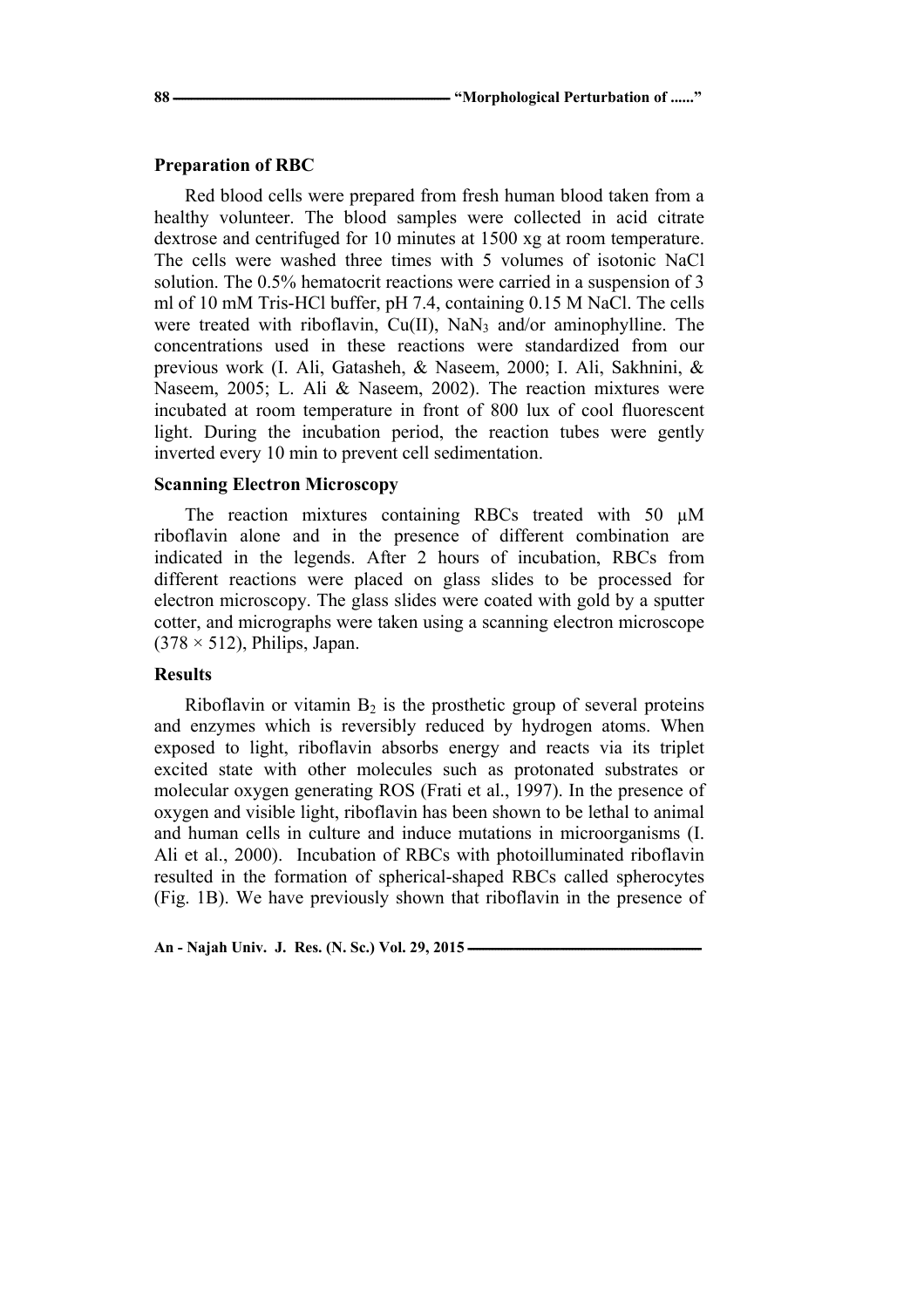### Preparation of RBC

Red blood cells were prepared from fresh human blood taken from a healthy volunteer. The blood samples were collected in acid citrate dextrose and centrifuged for 10 minutes at 1500 xg at room temperature. The cells were washed three times with 5 volumes of isotonic NaCl solution. The 0.5% hematocrit reactions were carried in a suspension of 3 ml of 10 mM Tris-HCl buffer, pH 7.4, containing 0.15 M NaCl. The cells were treated with riboflavin, Cu(II), $NaN_3$ and/or aminophylline. The concentrations used in these reactions were standardized from our previous work (I. Ali, Gatasheh, & Naseem, 2000; I. Ali, Sakhnini, & Naseem, 2005; L. Ali & Naseem, 2002). The reaction mixtures were incubated at room temperature in front of 800 lux of cool fluorescent light. During the incubation period, the reaction tubes were gently inverted every 10 min to prevent cell sedimentation.

### Scanning Electron Microscopy

The reaction mixtures containing RBCs treated with 50 μM riboflavin alone and in the presence of different combination are indicated in the legends. After 2 hours of incubation, RBCs from different reactions were placed on glass slides to be processed for electron microscopy. The glass slides were coated with gold by a sputter cotter, and micrographs were taken using a scanning electron microscope (378 × 512), Philips, Japan.

### Results

Riboflavin or vitamin $B_2$ is the prosthetic group of several proteins and enzymes which is reversibly reduced by hydrogen atoms. When exposed to light, riboflavin absorbs energy and reacts via its triplet excited state with other molecules such as protonated substrates or molecular oxygen generating ROS (Frati et al., 1997). In the presence of oxygen and visible light, riboflavin has been shown to be lethal to animal and human cells in culture and induce mutations in microorganisms (I. Ali et al., 2000). Incubation of RBCs with photoilluminated riboflavin resulted in the formation of spherical-shaped RBCs called spherocytes (Fig. 1B). We have previously shown that riboflavin in the presence of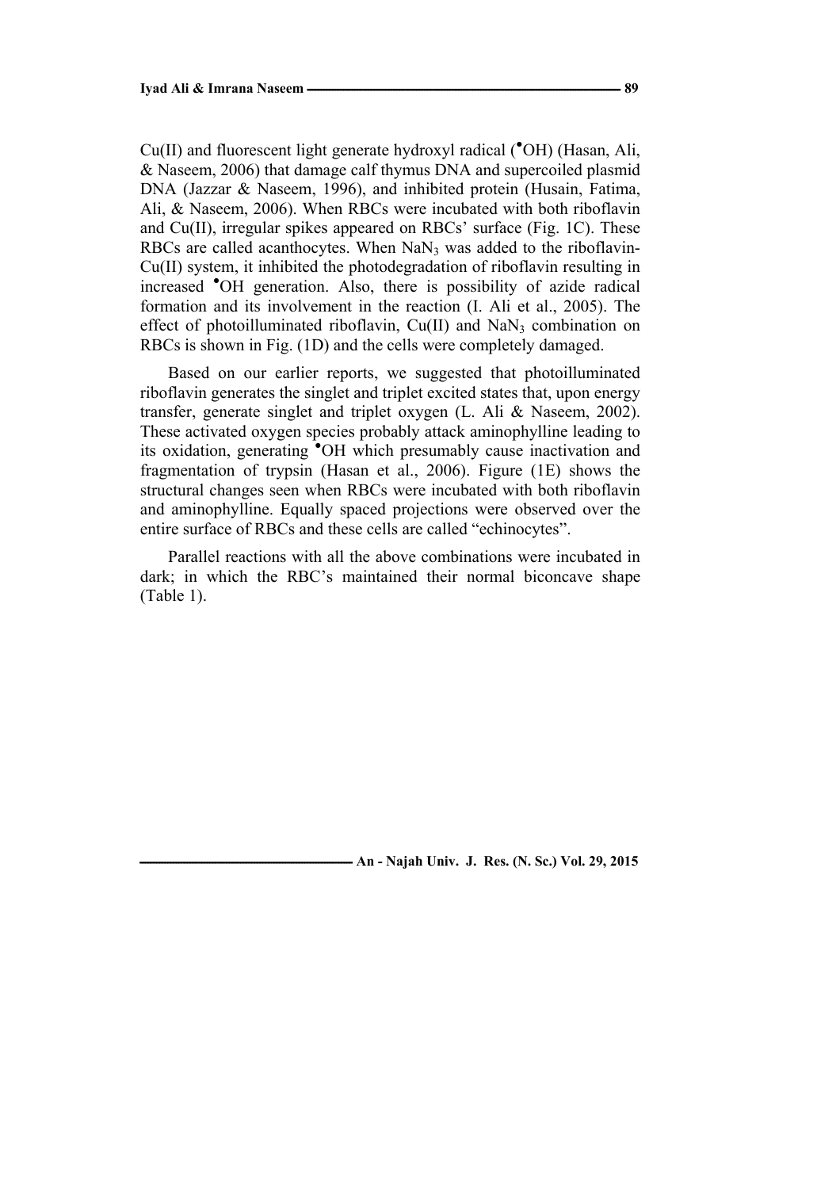Cu(II) and fluorescent light generate hydroxyl radical ($^{\bullet}OH$) (Hasan, Ali, & Naseem, 2006) that damage calf thymus DNA and supercoiled plasmid DNA (Jazzar & Naseem, 1996), and inhibited protein (Husain, Fatima, Ali, & Naseem, 2006). When RBCs were incubated with both riboflavin and Cu(II), irregular spikes appeared on RBCs' surface (Fig. 1C). These RBCs are called acanthocytes. When $NaN_3$ was added to the riboflavin-Cu(II) system, it inhibited the photodegradation of riboflavin resulting in increased $^{\bullet}OH$ generation. Also, there is possibility of azide radical formation and its involvement in the reaction (I. Ali et al., 2005). The effect of photoilluminated riboflavin, Cu(II) and $NaN_3$ combination on RBCs is shown in Fig. (1D) and the cells were completely damaged.

Based on our earlier reports, we suggested that photoilluminated riboflavin generates the singlet and triplet excited states that, upon energy transfer, generate singlet and triplet oxygen (L. Ali & Naseem, 2002). These activated oxygen species probably attack aminophylline leading to its oxidation, generating $^{\bullet}OH$ which presumably cause inactivation and fragmentation of trypsin (Hasan et al., 2006). Figure (1E) shows the structural changes seen when RBCs were incubated with both riboflavin and aminophylline. Equally spaced projections were observed over the entire surface of RBCs and these cells are called "echinocytes".

Parallel reactions with all the above combinations were incubated in dark; in which the RBC's maintained their normal biconcave shape (Table 1).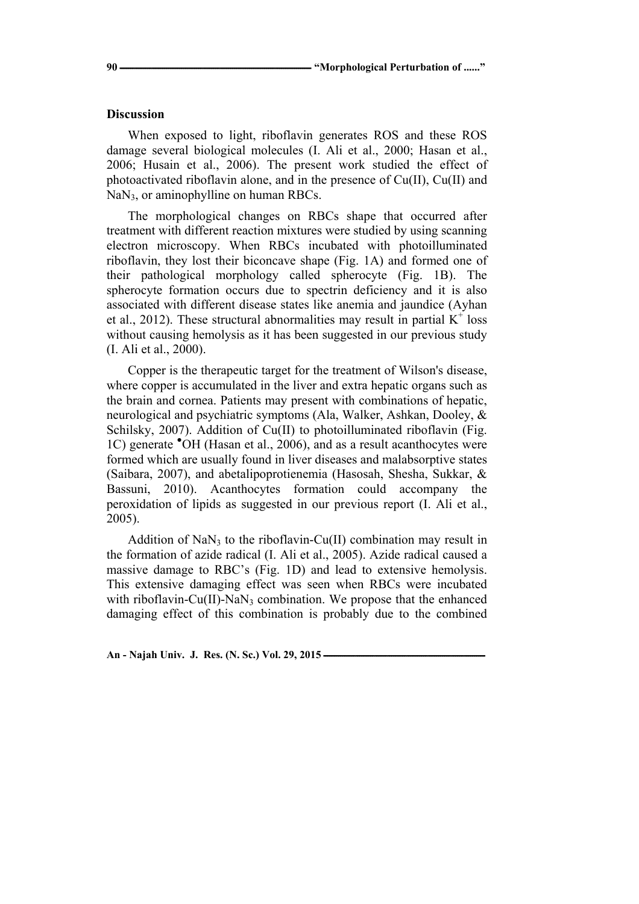## Discussion

When exposed to light, riboflavin generates ROS and these ROS damage several biological molecules (I. Ali et al., 2000; Hasan et al., 2006; Husain et al., 2006). The present work studied the effect of photoactivated riboflavin alone, and in the presence of Cu(II), Cu(II) and $NaN_3$, or aminophylline on human RBCs.

The morphological changes on RBCs shape that occurred after treatment with different reaction mixtures were studied by using scanning electron microscopy. When RBCs incubated with photoilluminated riboflavin, they lost their biconcave shape (Fig. 1A) and formed one of their pathological morphology called spherocyte (Fig. 1B). The spherocyte formation occurs due to spectrin deficiency and it is also associated with different disease states like anemia and jaundice (Ayhan et al., 2012). These structural abnormalities may result in partial $K^+$ loss without causing hemolysis as it has been suggested in our previous study (I. Ali et al., 2000).

Copper is the therapeutic target for the treatment of Wilson's disease, where copper is accumulated in the liver and extra hepatic organs such as the brain and cornea. Patients may present with combinations of hepatic, neurological and psychiatric symptoms (Ala, Walker, Ashkan, Dooley, & Schilsky, 2007). Addition of Cu(II) to photoilluminated riboflavin (Fig. 1C) generate $^{\bullet}OH$ (Hasan et al., 2006), and as a result acanthocytes were formed which are usually found in liver diseases and malabsorptive states (Saibara, 2007), and abetalipoprotienemia (Hasosah, Shesha, Sukkar, & Bassuni, 2010). Acanthocytes formation could accompany the peroxidation of lipids as suggested in our previous report (I. Ali et al., 2005).

Addition of $NaN_3$ to the riboflavin-Cu(II) combination may result in the formation of azide radical (I. Ali et al., 2005). Azide radical caused a massive damage to RBC's (Fig. 1D) and lead to extensive hemolysis. This extensive damaging effect was seen when RBCs were incubated with riboflavin-Cu(II)-$NaN_3$ combination. We propose that the enhanced damaging effect of this combination is probably due to the combined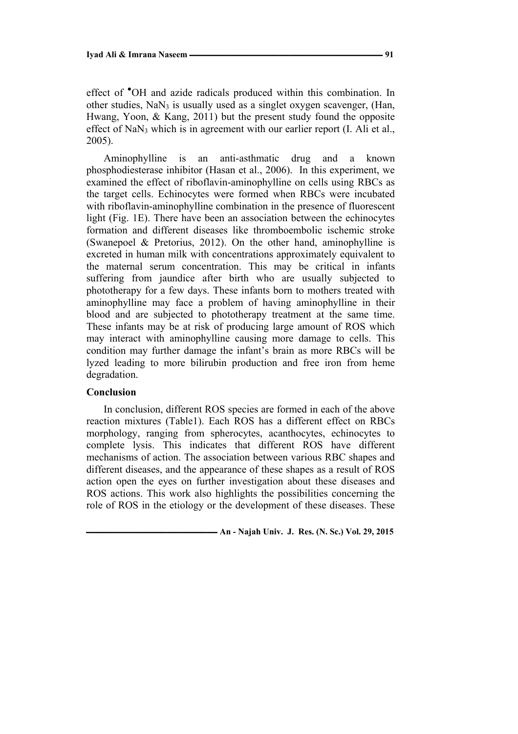effect of $^{\bullet}OH$ and azide radicals produced within this combination. In other studies, $NaN_3$ is usually used as a singlet oxygen scavenger, (Han, Hwang, Yoon, & Kang, 2011) but the present study found the opposite effect of $NaN_3$ which is in agreement with our earlier report (I. Ali et al., 2005).

Aminophylline is an anti-asthmatic drug and a known phosphodiesterase inhibitor (Hasan et al., 2006). In this experiment, we examined the effect of riboflavin-aminophylline on cells using RBCs as the target cells. Echinocytes were formed when RBCs were incubated with riboflavin-aminophylline combination in the presence of fluorescent light (Fig. 1E). There have been an association between the echinocytes formation and different diseases like thromboembolic ischemic stroke (Swanepoel & Pretorius, 2012). On the other hand, aminophylline is excreted in human milk with concentrations approximately equivalent to the maternal serum concentration. This may be critical in infants suffering from jaundice after birth who are usually subjected to phototherapy for a few days. These infants born to mothers treated with aminophylline may face a problem of having aminophylline in their blood and are subjected to phototherapy treatment at the same time. These infants may be at risk of producing large amount of ROS which may interact with aminophylline causing more damage to cells. This condition may further damage the infant's brain as more RBCs will be lyzed leading to more bilirubin production and free iron from heme degradation.

## Conclusion

In conclusion, different ROS species are formed in each of the above reaction mixtures (Table1). Each ROS has a different effect on RBCs morphology, ranging from spherocytes, acanthocytes, echinocytes to complete lysis. This indicates that different ROS have different mechanisms of action. The association between various RBC shapes and different diseases, and the appearance of these shapes as a result of ROS action open the eyes on further investigation about these diseases and ROS actions. This work also highlights the possibilities concerning the role of ROS in the etiology or the development of these diseases. These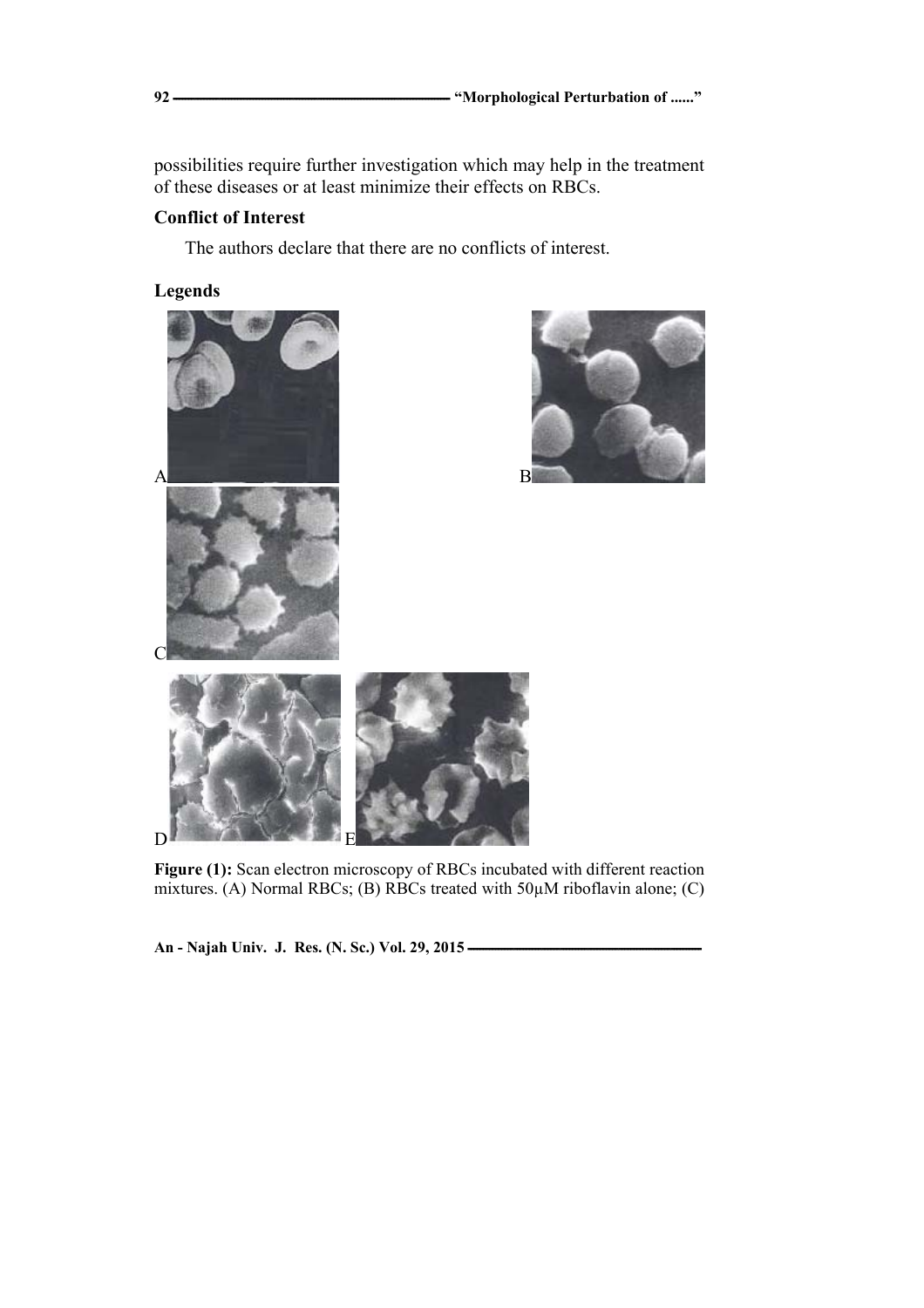possibilities require further investigation which may help in the treatment of these diseases or at least minimize their effects on RBCs.

**Conflict of Interest**

The authors declare that there are no conflicts of interest.

**Legends**

A

B

C

D

E

**Figure (1):** Scan electron microscopy of RBCs incubated with different reaction mixtures. (A) Normal RBCs; (B) RBCs treated with 50μM riboflavin alone; (C)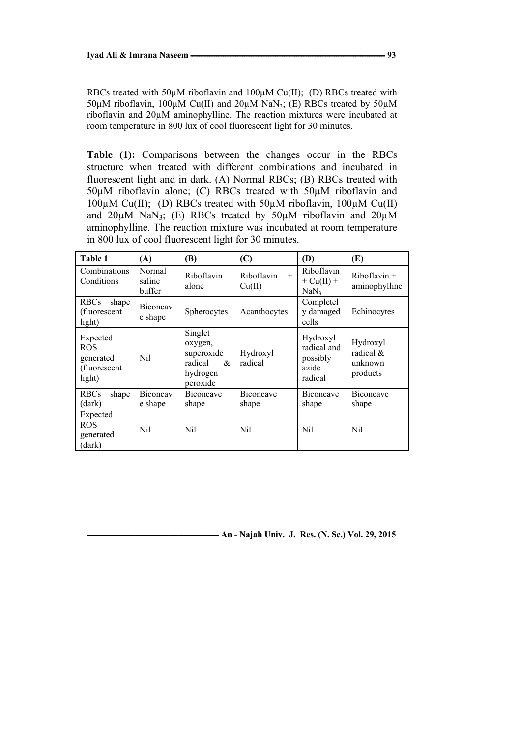RBCs treated with 50µM riboflavin and 100µM Cu(II); (D) RBCs treated with 50µM riboflavin, 100µM Cu(II) and 20µM $NaN_3$; (E) RBCs treated by 50µM riboflavin and 20µM aminophylline. The reaction mixtures were incubated at room temperature in 800 lux of cool fluorescent light for 30 minutes.

**Table (1):** Comparisons between the changes occur in the RBCs structure when treated with different combinations and incubated in fluorescent light and in dark. (A) Normal RBCs; (B) RBCs treated with 50µM riboflavin alone; (C) RBCs treated with 50µM riboflavin and 100µM Cu(II); (D) RBCs treated with 50µM riboflavin, 100µM Cu(II) and 20µM $NaN_3$; (E) RBCs treated by 50µM riboflavin and 20µM aminophylline. The reaction mixture was incubated at room temperature in 800 lux of cool fluorescent light for 30 minutes.

| Table 1 | (A) | (B) | (C) | (D) | (E) |
|---|---|---|---|---|---|
| Combinations Conditions | Normal saline buffer | Riboflavin alone | Riboflavin + Cu(II) | Riboflavin + Cu(II) + $NaN_3$ | Riboflavin + aminophylline |
| RBCs shape (fluorescent light) | Biconcave shape | Spherocytes | Acanthocytes | Completely damaged cells | Echinocytes |
| Expected ROS generated (fluorescent light) | Nil | Singlet oxygen, superoxide radical & hydrogen peroxide | Hydroxyl radical | Hydroxyl radical and possibly azide radical | Hydroxyl radical & unknown products |
| RBCs shape (dark) | Biconcave shape | Biconcave shape | Biconcave shape | Biconcave shape | Biconcave shape |
| Expected ROS generated (dark) | Nil | Nil | Nil | Nil | Nil |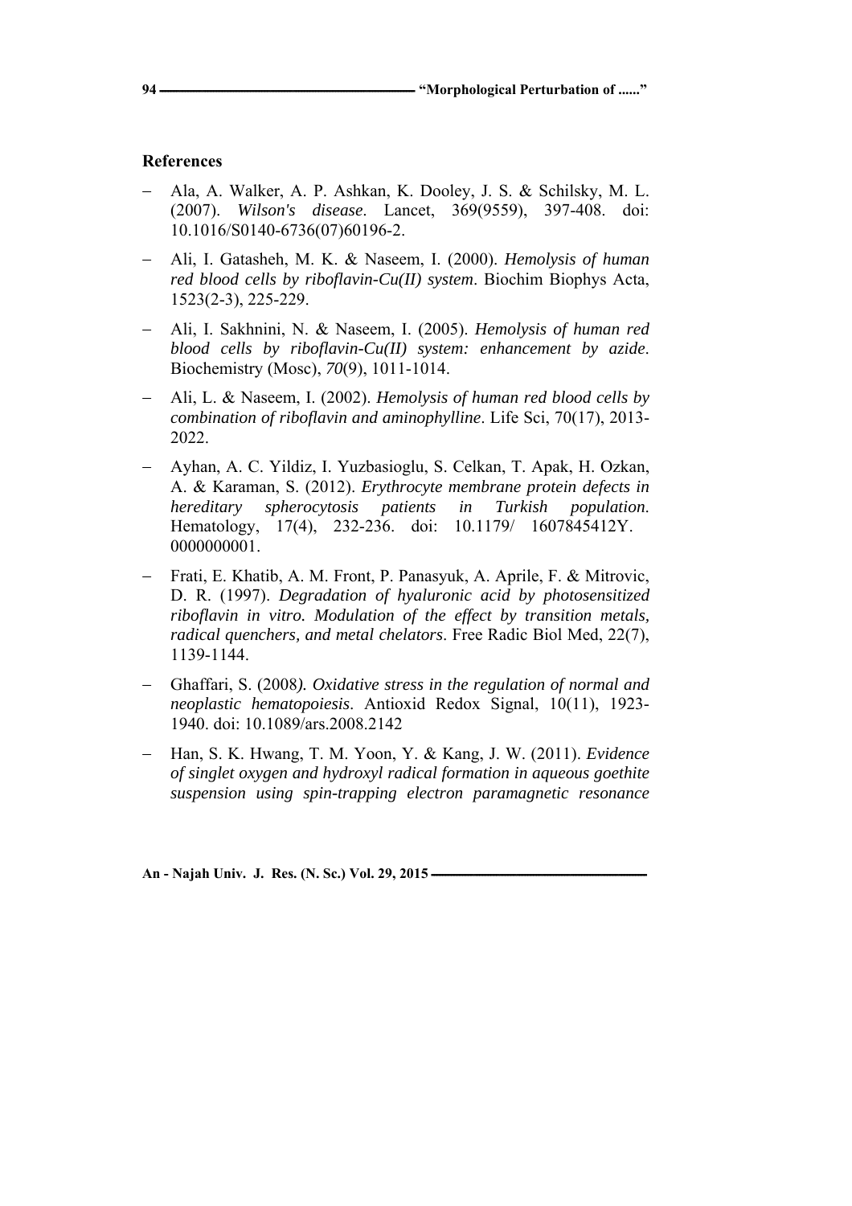## References

- Ala, A. Walker, A. P. Ashkan, K. Dooley, J. S. & Schilsky, M. L. (2007). *Wilson's disease*. Lancet, 369(9559), 397-408. doi: 10.1016/S0140-6736(07)60196-2.
- Ali, I. Gatasheh, M. K. & Naseem, I. (2000). *Hemolysis of human red blood cells by riboflavin-Cu(II) system*. Biochim Biophys Acta, 1523(2-3), 225-229.
- Ali, I. Sakhnini, N. & Naseem, I. (2005). *Hemolysis of human red blood cells by riboflavin-Cu(II) system: enhancement by azide*. Biochemistry (Mosc), *70*(9), 1011-1014.
- Ali, L. & Naseem, I. (2002). *Hemolysis of human red blood cells by combination of riboflavin and aminophylline*. Life Sci, 70(17), 2013-2022.
- Ayhan, A. C. Yildiz, I. Yuzbasioglu, S. Celkan, T. Apak, H. Ozkan, A. & Karaman, S. (2012). *Erythrocyte membrane protein defects in hereditary spherocytosis patients in Turkish population*. Hematology, 17(4), 232-236. doi: 10.1179/ 1607845412Y. 0000000001.
- Frati, E. Khatib, A. M. Front, P. Panasyuk, A. Aprile, F. & Mitrovic, D. R. (1997). *Degradation of hyaluronic acid by photosensitized riboflavin in vitro. Modulation of the effect by transition metals, radical quenchers, and metal chelators*. Free Radic Biol Med, 22(7), 1139-1144.
- Ghaffari, S. (2008*). Oxidative stress in the regulation of normal and neoplastic hematopoiesis*. Antioxid Redox Signal, 10(11), 1923-1940. doi: 10.1089/ars.2008.2142
- Han, S. K. Hwang, T. M. Yoon, Y. & Kang, J. W. (2011). *Evidence of singlet oxygen and hydroxyl radical formation in aqueous goethite suspension using spin-trapping electron paramagnetic resonance*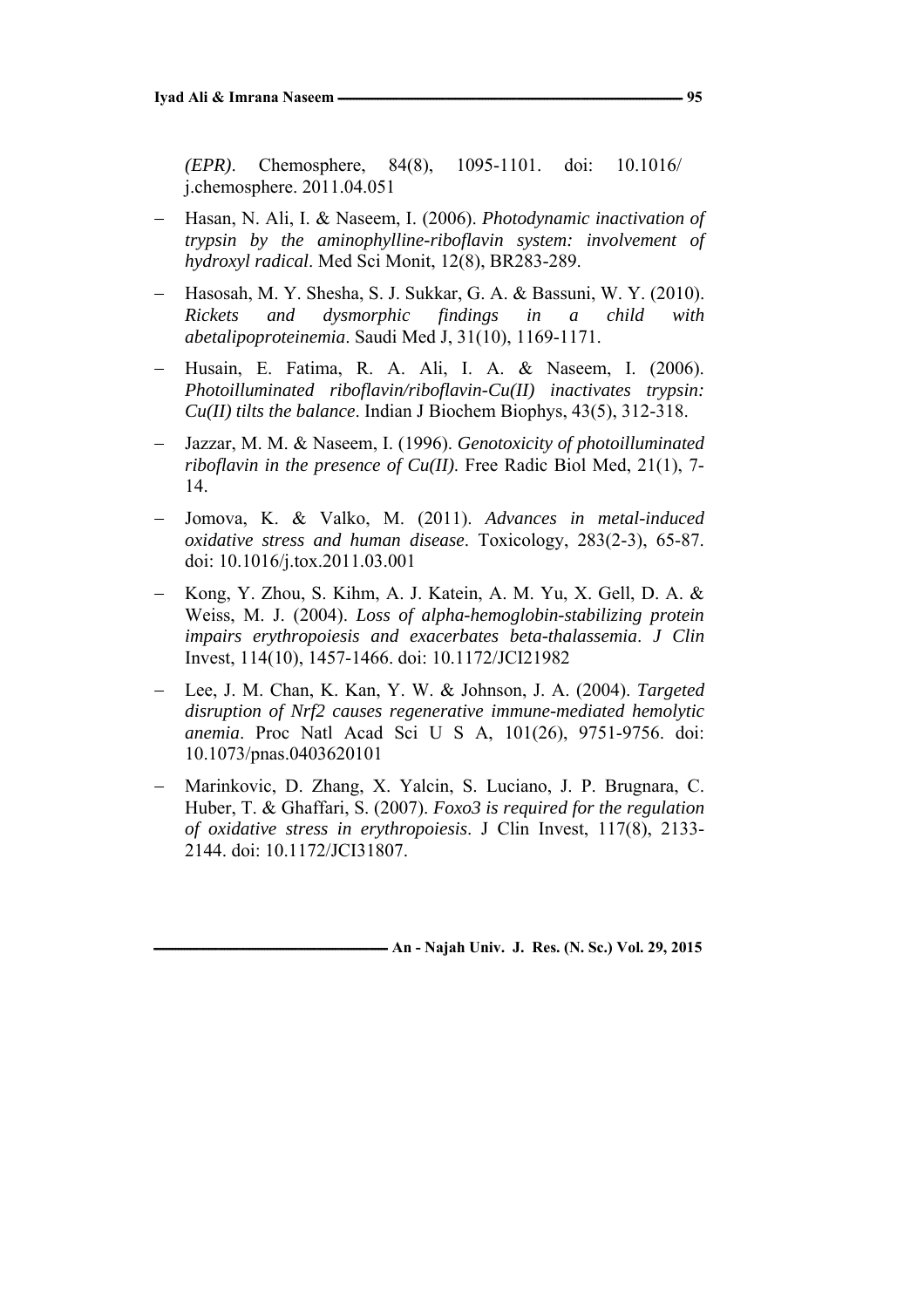*(EPR)*. Chemosphere, 84(8), 1095-1101. doi: 10.1016/ j.chemosphere. 2011.04.051

- Hasan, N. Ali, I. & Naseem, I. (2006). *Photodynamic inactivation of trypsin by the aminophylline-riboflavin system: involvement of hydroxyl radical*. Med Sci Monit, 12(8), BR283-289.
- Hasosah, M. Y. Shesha, S. J. Sukkar, G. A. & Bassuni, W. Y. (2010). *Rickets and dysmorphic findings in a child with abetalipoproteinemia*. Saudi Med J, 31(10), 1169-1171.
- Husain, E. Fatima, R. A. Ali, I. A. & Naseem, I. (2006). *Photoilluminated riboflavin/riboflavin-Cu(II) inactivates trypsin: Cu(II) tilts the balance*. Indian J Biochem Biophys, 43(5), 312-318.
- Jazzar, M. M. & Naseem, I. (1996). *Genotoxicity of photoilluminated riboflavin in the presence of Cu(II)*. Free Radic Biol Med, 21(1), 7-14.
- Jomova, K. & Valko, M. (2011). *Advances in metal-induced oxidative stress and human disease*. Toxicology, 283(2-3), 65-87. doi: 10.1016/j.tox.2011.03.001
- Kong, Y. Zhou, S. Kihm, A. J. Katein, A. M. Yu, X. Gell, D. A. & Weiss, M. J. (2004). *Loss of alpha-hemoglobin-stabilizing protein impairs erythropoiesis and exacerbates beta-thalassemia*. *J Clin* Invest, 114(10), 1457-1466. doi: 10.1172/JCI21982
- Lee, J. M. Chan, K. Kan, Y. W. & Johnson, J. A. (2004). *Targeted disruption of Nrf2 causes regenerative immune-mediated hemolytic anemia*. Proc Natl Acad Sci U S A, 101(26), 9751-9756. doi: 10.1073/pnas.0403620101
- Marinkovic, D. Zhang, X. Yalcin, S. Luciano, J. P. Brugnara, C. Huber, T. & Ghaffari, S. (2007). *Foxo3 is required for the regulation of oxidative stress in erythropoiesis*. J Clin Invest, 117(8), 2133-2144. doi: 10.1172/JCI31807.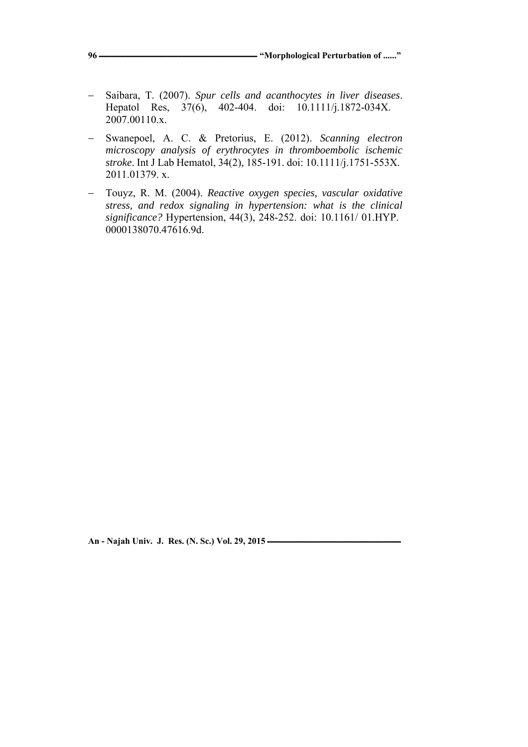- Saibara, T. (2007). *Spur cells and acanthocytes in liver diseases*. Hepatol Res, 37(6), 402-404. doi: 10.1111/j.1872-034X. 2007.00110.x.

- Swanepoel, A. C. & Pretorius, E. (2012). *Scanning electron microscopy analysis of erythrocytes in thromboembolic ischemic stroke*. Int J Lab Hematol, 34(2), 185-191. doi: 10.1111/j.1751-553X. 2011.01379. x.

- Touyz, R. M. (2004). *Reactive oxygen species, vascular oxidative stress, and redox signaling in hypertension: what is the clinical significance?* Hypertension, 44(3), 248-252. doi: 10.1161/ 01.HYP. 0000138070.47616.9d.